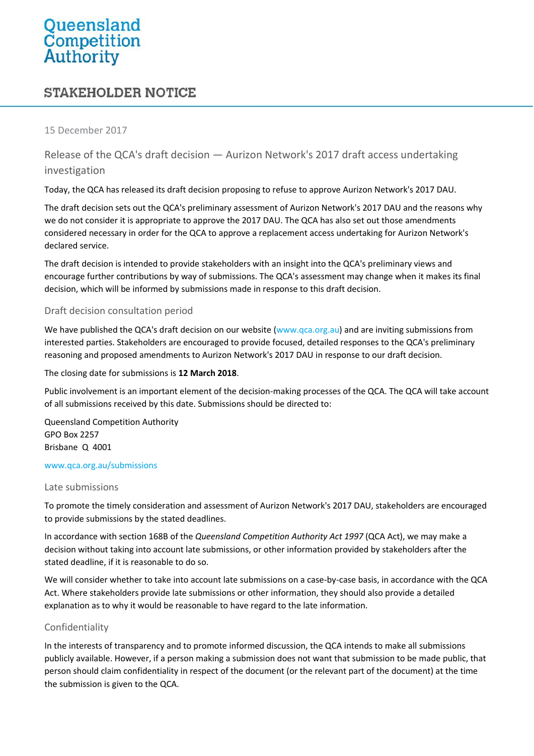Queensland Competition Authority

# STAKEHOLDER NOTICE

15 December 2017

## Release of the QCA's draft decision — Aurizon Network's 2017 draft access undertaking investigation

Today, the QCA has released its draft decision proposing to refuse to approve Aurizon Network's 2017 DAU.

The draft decision sets out the QCA's preliminary assessment of Aurizon Network's 2017 DAU and the reasons why we do not consider it is appropriate to approve the 2017 DAU. The QCA has also set out those amendments considered necessary in order for the QCA to approve a replacement access undertaking for Aurizon Network's declared service.

The draft decision is intended to provide stakeholders with an insight into the QCA's preliminary views and encourage further contributions by way of submissions. The QCA's assessment may change when it makes its final decision, which will be informed by submissions made in response to this draft decision.

### Draft decision consultation period

We have published the QCA's draft decision on our website (www.qca.org.au) and are inviting submissions from interested parties. Stakeholders are encouraged to provide focused, detailed responses to the QCA's preliminary reasoning and proposed amendments to Aurizon Network's 2017 DAU in response to our draft decision.

The closing date for submissions is **12 March 2018**.

Public involvement is an important element of the decision-making processes of the QCA. The QCA will take account of all submissions received by this date. Submissions should be directed to:

Queensland Competition Authority
GPO Box 2257
Brisbane Q 4001

www.qca.org.au/submissions

### Late submissions

To promote the timely consideration and assessment of Aurizon Network's 2017 DAU, stakeholders are encouraged to provide submissions by the stated deadlines.

In accordance with section 168B of the *Queensland Competition Authority Act 1997* (QCA Act), we may make a decision without taking into account late submissions, or other information provided by stakeholders after the stated deadline, if it is reasonable to do so.

We will consider whether to take into account late submissions on a case-by-case basis, in accordance with the QCA Act. Where stakeholders provide late submissions or other information, they should also provide a detailed explanation as to why it would be reasonable to have regard to the late information.

### Confidentiality

In the interests of transparency and to promote informed discussion, the QCA intends to make all submissions publicly available. However, if a person making a submission does not want that submission to be made public, that person should claim confidentiality in respect of the document (or the relevant part of the document) at the time the submission is given to the QCA.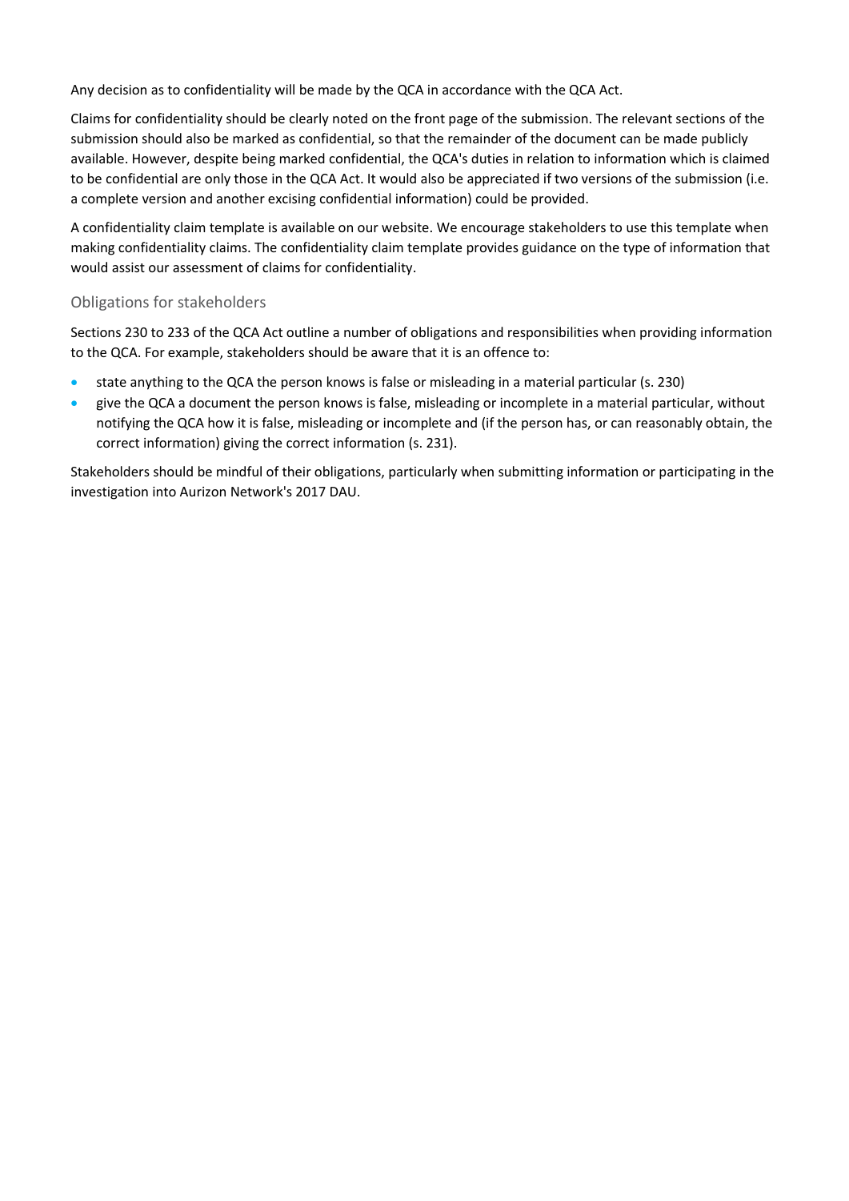Any decision as to confidentiality will be made by the QCA in accordance with the QCA Act.

Claims for confidentiality should be clearly noted on the front page of the submission. The relevant sections of the submission should also be marked as confidential, so that the remainder of the document can be made publicly available. However, despite being marked confidential, the QCA's duties in relation to information which is claimed to be confidential are only those in the QCA Act. It would also be appreciated if two versions of the submission (i.e. a complete version and another excising confidential information) could be provided.

A confidentiality claim template is available on our website. We encourage stakeholders to use this template when making confidentiality claims. The confidentiality claim template provides guidance on the type of information that would assist our assessment of claims for confidentiality.

### Obligations for stakeholders

Sections 230 to 233 of the QCA Act outline a number of obligations and responsibilities when providing information to the QCA. For example, stakeholders should be aware that it is an offence to:

- state anything to the QCA the person knows is false or misleading in a material particular (s. 230)
- give the QCA a document the person knows is false, misleading or incomplete in a material particular, without notifying the QCA how it is false, misleading or incomplete and (if the person has, or can reasonably obtain, the correct information) giving the correct information (s. 231).

Stakeholders should be mindful of their obligations, particularly when submitting information or participating in the investigation into Aurizon Network's 2017 DAU.